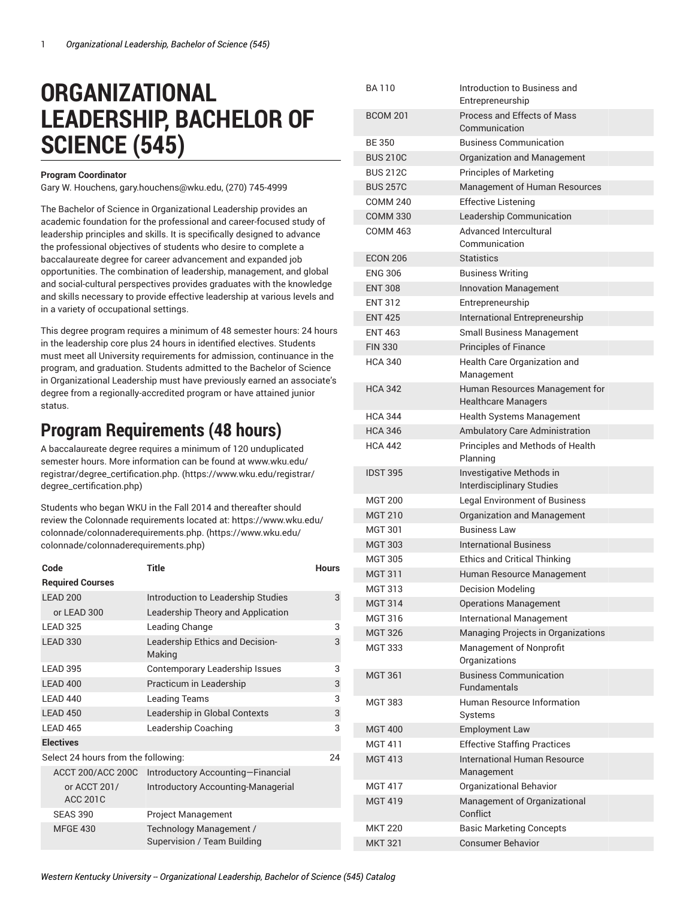# ORGANIZATIONAL LEADERSHIP, BACHELOR OF SCIENCE (545)

**Program Coordinator**
Gary W. Houchens, gary.houchens@wku.edu, (270) 745-4999

The Bachelor of Science in Organizational Leadership provides an academic foundation for the professional and career-focused study of leadership principles and skills. It is specifically designed to advance the professional objectives of students who desire to complete a baccalaureate degree for career advancement and expanded job opportunities. The combination of leadership, management, and global and social-cultural perspectives provides graduates with the knowledge and skills necessary to provide effective leadership at various levels and in a variety of occupational settings.

This degree program requires a minimum of 48 semester hours: 24 hours in the leadership core plus 24 hours in identified electives. Students must meet all University requirements for admission, continuance in the program, and graduation. Students admitted to the Bachelor of Science in Organizational Leadership must have previously earned an associate's degree from a regionally-accredited program or have attained junior status.

## Program Requirements (48 hours)

A baccalaureate degree requires a minimum of 120 unduplicated semester hours. More information can be found at www.wku.edu/registrar/degree_certification.php. (https://www.wku.edu/registrar/degree_certification.php)

Students who began WKU in the Fall 2014 and thereafter should review the Colonnade requirements located at: https://www.wku.edu/colonnade/colonnaderequirements.php. (https://www.wku.edu/colonnade/colonnaderequirements.php)

| Code | Title | Hours |
|---|---|---|
| **Required Courses** | | |
| LEAD 200 | Introduction to Leadership Studies | 3 |
| or LEAD 300 | Leadership Theory and Application | |
| LEAD 325 | Leading Change | 3 |
| LEAD 330 | Leadership Ethics and Decision-Making | 3 |
| LEAD 395 | Contemporary Leadership Issues | 3 |
| LEAD 400 | Practicum in Leadership | 3 |
| LEAD 440 | Leading Teams | 3 |
| LEAD 450 | Leadership in Global Contexts | 3 |
| LEAD 465 | Leadership Coaching | 3 |
| **Electives** | | |
| Select 24 hours from the following: | | 24 |
| ACCT 200/ACC 200C | Introductory Accounting—Financial | |
| or ACCT 201/ ACC 201C | Introductory Accounting-Managerial | |
| SEAS 390 | Project Management | |
| MFGE 430 | Technology Management / Supervision / Team Building | |
| BA 110 | Introduction to Business and Entrepreneurship | |
| BCOM 201 | Process and Effects of Mass Communication | |
| BE 350 | Business Communication | |
| BUS 210C | Organization and Management | |
| BUS 212C | Principles of Marketing | |
| BUS 257C | Management of Human Resources | |
| COMM 240 | Effective Listening | |
| COMM 330 | Leadership Communication | |
| COMM 463 | Advanced Intercultural Communication | |
| ECON 206 | Statistics | |
| ENG 306 | Business Writing | |
| ENT 308 | Innovation Management | |
| ENT 312 | Entrepreneurship | |
| ENT 425 | International Entrepreneurship | |
| ENT 463 | Small Business Management | |
| FIN 330 | Principles of Finance | |
| HCA 340 | Health Care Organization and Management | |
| HCA 342 | Human Resources Management for Healthcare Managers | |
| HCA 344 | Health Systems Management | |
| HCA 346 | Ambulatory Care Administration | |
| HCA 442 | Principles and Methods of Health Planning | |
| IDST 395 | Investigative Methods in Interdisciplinary Studies | |
| MGT 200 | Legal Environment of Business | |
| MGT 210 | Organization and Management | |
| MGT 301 | Business Law | |
| MGT 303 | International Business | |
| MGT 305 | Ethics and Critical Thinking | |
| MGT 311 | Human Resource Management | |
| MGT 313 | Decision Modeling | |
| MGT 314 | Operations Management | |
| MGT 316 | International Management | |
| MGT 326 | Managing Projects in Organizations | |
| MGT 333 | Management of Nonprofit Organizations | |
| MGT 361 | Business Communication Fundamentals | |
| MGT 383 | Human Resource Information Systems | |
| MGT 400 | Employment Law | |
| MGT 411 | Effective Staffing Practices | |
| MGT 413 | International Human Resource Management | |
| MGT 417 | Organizational Behavior | |
| MGT 419 | Management of Organizational Conflict | |
| MKT 220 | Basic Marketing Concepts | |
| MKT 321 | Consumer Behavior | |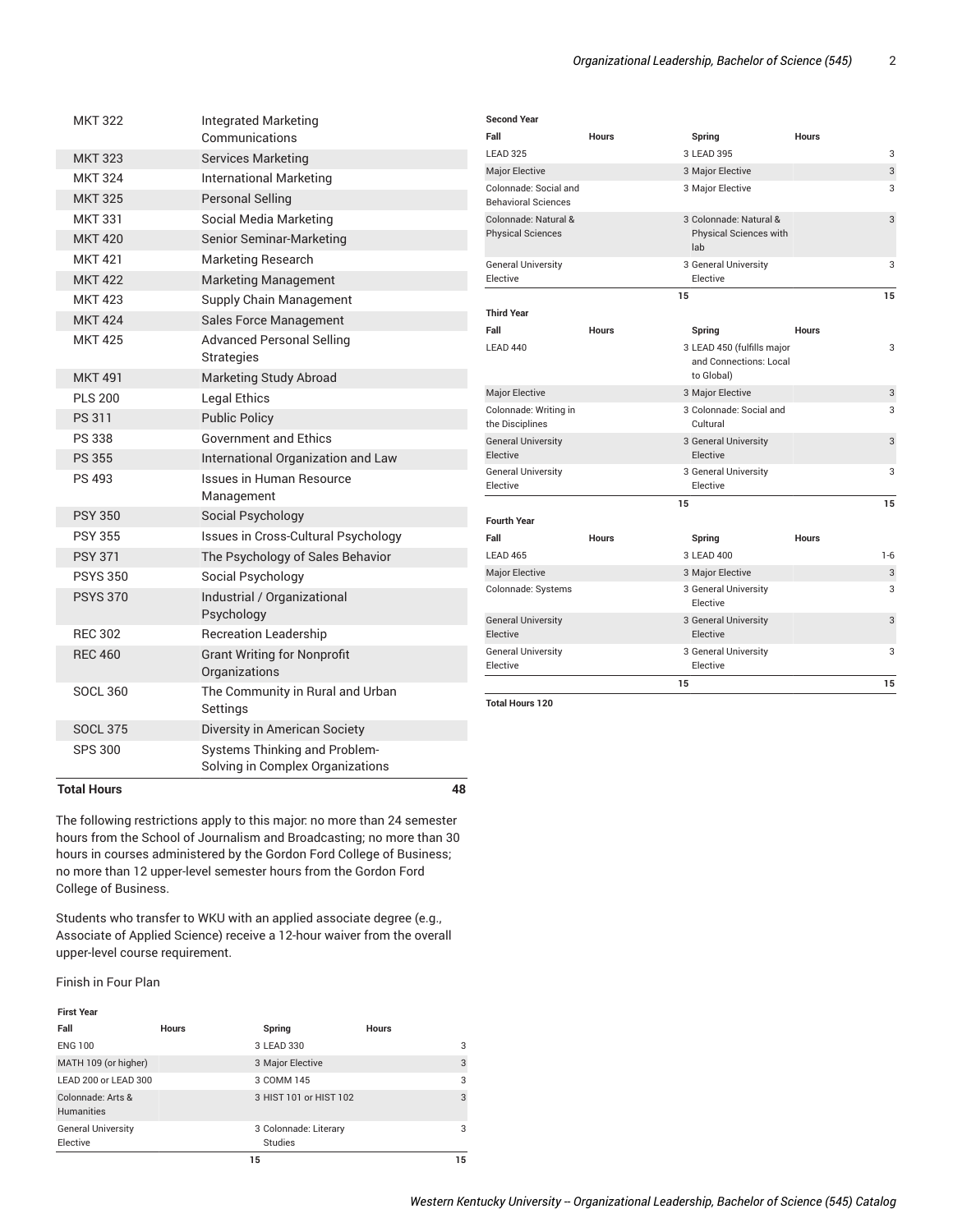| | | |
|---|---|---|
| MKT 322 | Integrated Marketing Communications | |
| MKT 323 | Services Marketing | |
| MKT 324 | International Marketing | |
| MKT 325 | Personal Selling | |
| MKT 331 | Social Media Marketing | |
| MKT 420 | Senior Seminar-Marketing | |
| MKT 421 | Marketing Research | |
| MKT 422 | Marketing Management | |
| MKT 423 | Supply Chain Management | |
| MKT 424 | Sales Force Management | |
| MKT 425 | Advanced Personal Selling Strategies | |
| MKT 491 | Marketing Study Abroad | |
| PLS 200 | Legal Ethics | |
| PS 311 | Public Policy | |
| PS 338 | Government and Ethics | |
| PS 355 | International Organization and Law | |
| PS 493 | Issues in Human Resource Management | |
| PSY 350 | Social Psychology | |
| PSY 355 | Issues in Cross-Cultural Psychology | |
| PSY 371 | The Psychology of Sales Behavior | |
| PSYS 350 | Social Psychology | |
| PSYS 370 | Industrial / Organizational Psychology | |
| REC 302 | Recreation Leadership | |
| REC 460 | Grant Writing for Nonprofit Organizations | |
| SOCL 360 | The Community in Rural and Urban Settings | |
| SOCL 375 | Diversity in American Society | |
| SPS 300 | Systems Thinking and Problem-Solving in Complex Organizations | |
| **Total Hours** | | **48** |

The following restrictions apply to this major: no more than 24 semester hours from the School of Journalism and Broadcasting; no more than 30 hours in courses administered by the Gordon Ford College of Business; no more than 12 upper-level semester hours from the Gordon Ford College of Business.

Students who transfer to WKU with an applied associate degree (e.g., Associate of Applied Science) receive a 12-hour waiver from the overall upper-level course requirement.

Finish in Four Plan

| First Year | | | |
|---|---|---|---|
| **Fall** | **Hours** | **Spring** | **Hours** |
| ENG 100 | 3 | LEAD 330 | 3 |
| MATH 109 (or higher) | 3 | Major Elective | 3 |
| LEAD 200 or LEAD 300 | 3 | COMM 145 | 3 |
| Colonnade: Arts & Humanities | 3 | HIST 101 or HIST 102 | 3 |
| General University Elective | 3 | Colonnade: Literary Studies | 3 |
| | 15 | | 15 |

| Second Year | | | |
|---|---|---|---|
| **Fall** | **Hours** | **Spring** | **Hours** |
| LEAD 325 | 3 | LEAD 395 | 3 |
| Major Elective | 3 | Major Elective | 3 |
| Colonnade: Social and Behavioral Sciences | 3 | Major Elective | 3 |
| Colonnade: Natural & Physical Sciences | 3 | Colonnade: Natural & Physical Sciences with lab | 3 |
| General University Elective | 3 | General University Elective | 3 |
| | 15 | | 15 |

| Third Year | | | |
|---|---|---|---|
| **Fall** | **Hours** | **Spring** | **Hours** |
| LEAD 440 | 3 | LEAD 450 (fulfills major and Connections: Local to Global) | 3 |
| Major Elective | 3 | Major Elective | 3 |
| Colonnade: Writing in the Disciplines | 3 | Colonnade: Social and Cultural | 3 |
| General University Elective | 3 | General University Elective | 3 |
| General University Elective | 3 | General University Elective | 3 |
| | 15 | | 15 |

| Fourth Year | | | |
|---|---|---|---|
| **Fall** | **Hours** | **Spring** | **Hours** |
| LEAD 465 | 3 | LEAD 400 | 1-6 |
| Major Elective | 3 | Major Elective | 3 |
| Colonnade: Systems | 3 | General University Elective | 3 |
| General University Elective | 3 | General University Elective | 3 |
| General University Elective | 3 | General University Elective | 3 |
| | 15 | | 15 |

**Total Hours 120**